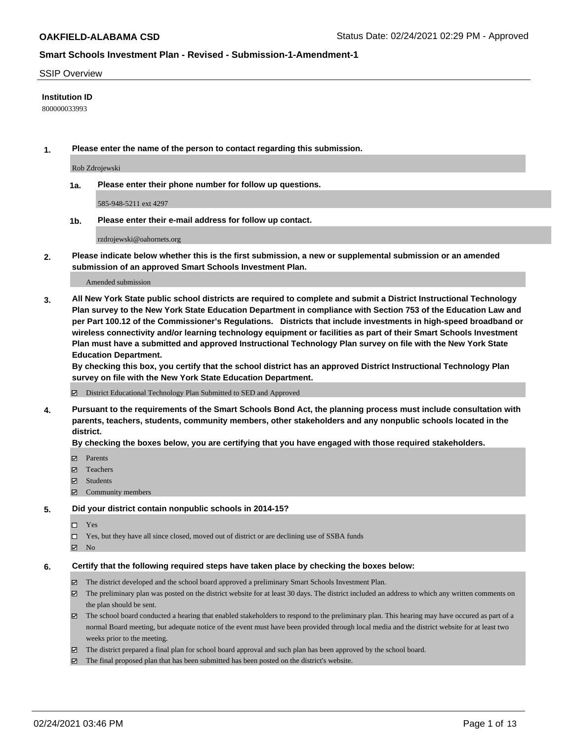## SSIP Overview

**Institution ID**

800000033993

**1. Please enter the name of the person to contact regarding this submission.**

Rob Zdrojewski

**1a. Please enter their phone number for follow up questions.**

585-948-5211 ext 4297

**1b. Please enter their e-mail address for follow up contact.**

rzdrojewski@oahornets.org

**2. Please indicate below whether this is the first submission, a new or supplemental submission or an amended submission of an approved Smart Schools Investment Plan.**

Amended submission

**3. All New York State public school districts are required to complete and submit a District Instructional Technology Plan survey to the New York State Education Department in compliance with Section 753 of the Education Law and per Part 100.12 of the Commissioner's Regulations. Districts that include investments in high-speed broadband or wireless connectivity and/or learning technology equipment or facilities as part of their Smart Schools Investment Plan must have a submitted and approved Instructional Technology Plan survey on file with the New York State Education Department.**
**By checking this box, you certify that the school district has an approved District Instructional Technology Plan survey on file with the New York State Education Department.**

- [x] District Educational Technology Plan Submitted to SED and Approved

**4. Pursuant to the requirements of the Smart Schools Bond Act, the planning process must include consultation with parents, teachers, students, community members, other stakeholders and any nonpublic schools located in the district.**
**By checking the boxes below, you are certifying that you have engaged with those required stakeholders.**

- [x] Parents
- [x] Teachers
- [x] Students
- [x] Community members

**5. Did your district contain nonpublic schools in 2014-15?**

- [ ] Yes
- [ ] Yes, but they have all since closed, moved out of district or are declining use of SSBA funds
- [x] No

**6. Certify that the following required steps have taken place by checking the boxes below:**

- [x] The district developed and the school board approved a preliminary Smart Schools Investment Plan.
- [x] The preliminary plan was posted on the district website for at least 30 days. The district included an address to which any written comments on the plan should be sent.
- [x] The school board conducted a hearing that enabled stakeholders to respond to the preliminary plan. This hearing may have occured as part of a normal Board meeting, but adequate notice of the event must have been provided through local media and the district website for at least two weeks prior to the meeting.
- [x] The district prepared a final plan for school board approval and such plan has been approved by the school board.
- [x] The final proposed plan that has been submitted has been posted on the district's website.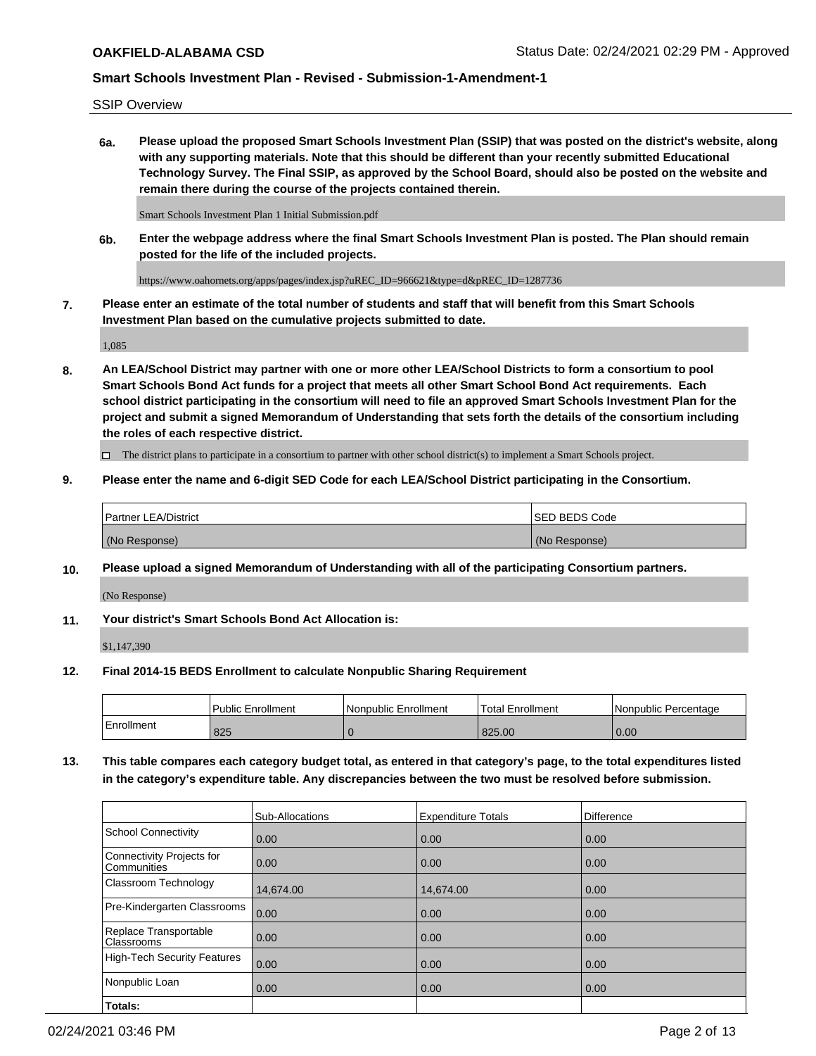SSIP Overview

**6a. Please upload the proposed Smart Schools Investment Plan (SSIP) that was posted on the district's website, along with any supporting materials. Note that this should be different than your recently submitted Educational Technology Survey. The Final SSIP, as approved by the School Board, should also be posted on the website and remain there during the course of the projects contained therein.**

Smart Schools Investment Plan 1 Initial Submission.pdf

**6b. Enter the webpage address where the final Smart Schools Investment Plan is posted. The Plan should remain posted for the life of the included projects.**

https://www.oahornets.org/apps/pages/index.jsp?uREC_ID=966621&type=d&pREC_ID=1287736

**7. Please enter an estimate of the total number of students and staff that will benefit from this Smart Schools Investment Plan based on the cumulative projects submitted to date.**

1,085

**8. An LEA/School District may partner with one or more other LEA/School Districts to form a consortium to pool Smart Schools Bond Act funds for a project that meets all other Smart School Bond Act requirements. Each school district participating in the consortium will need to file an approved Smart Schools Investment Plan for the project and submit a signed Memorandum of Understanding that sets forth the details of the consortium including the roles of each respective district.**

☐ The district plans to participate in a consortium to partner with other school district(s) to implement a Smart Schools project.

**9. Please enter the name and 6-digit SED Code for each LEA/School District participating in the Consortium.**

| Partner LEA/District | SED BEDS Code |
|---|---|
| (No Response) | (No Response) |

**10. Please upload a signed Memorandum of Understanding with all of the participating Consortium partners.**

(No Response)

**11. Your district's Smart Schools Bond Act Allocation is:**

$1,147,390

**12. Final 2014-15 BEDS Enrollment to calculate Nonpublic Sharing Requirement**

| | Public Enrollment | Nonpublic Enrollment | Total Enrollment | Nonpublic Percentage |
|---|---|---|---|---|
| Enrollment | 825 | 0 | 825.00 | 0.00 |

**13. This table compares each category budget total, as entered in that category's page, to the total expenditures listed in the category's expenditure table. Any discrepancies between the two must be resolved before submission.**

| | Sub-Allocations | Expenditure Totals | Difference |
|---|---|---|---|
| School Connectivity | 0.00 | 0.00 | 0.00 |
| Connectivity Projects for Communities | 0.00 | 0.00 | 0.00 |
| Classroom Technology | 14,674.00 | 14,674.00 | 0.00 |
| Pre-Kindergarten Classrooms | 0.00 | 0.00 | 0.00 |
| Replace Transportable Classrooms | 0.00 | 0.00 | 0.00 |
| High-Tech Security Features | 0.00 | 0.00 | 0.00 |
| Nonpublic Loan | 0.00 | 0.00 | 0.00 |
| **Totals:** | | | |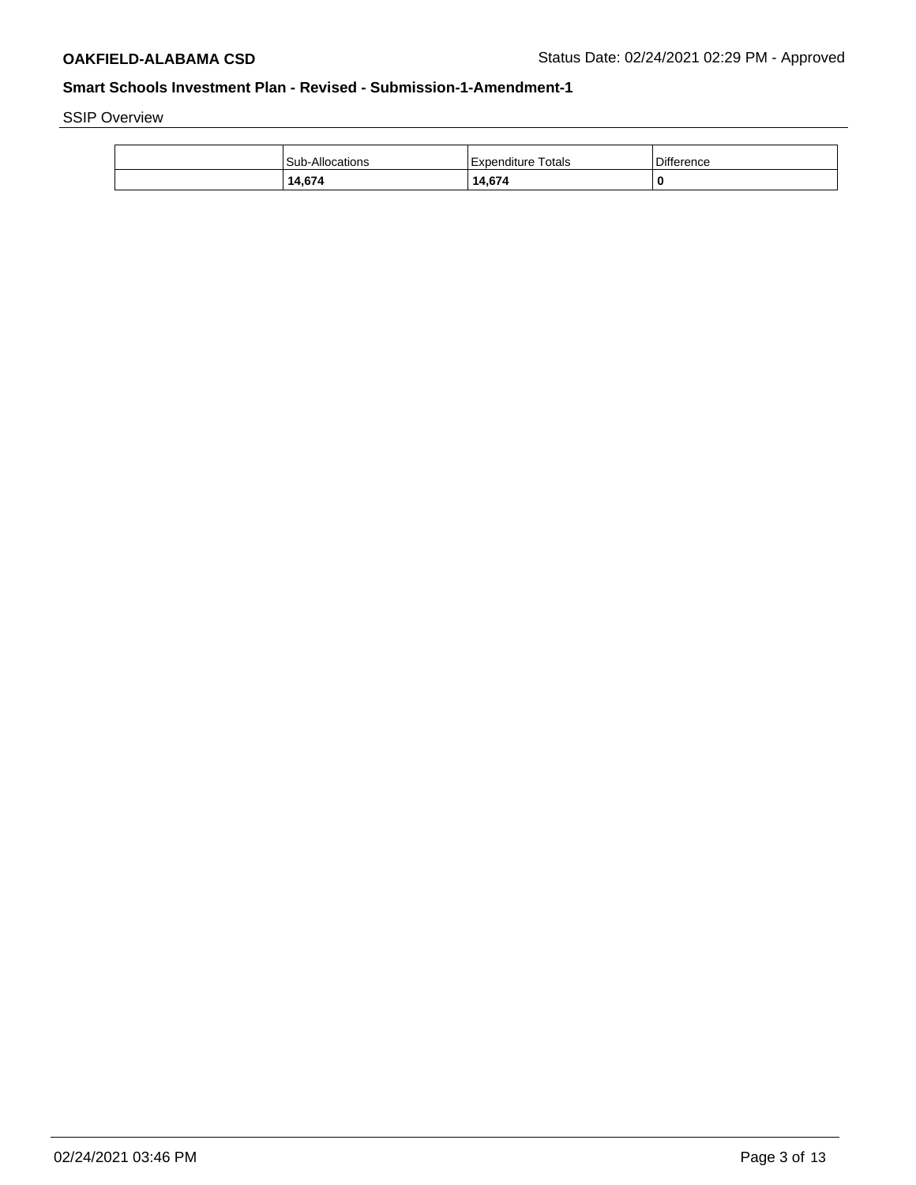SSIP Overview

| | Sub-Allocations | Expenditure Totals | Difference |
|---|---|---|---|
| | **14,674** | **14,674** | **0** |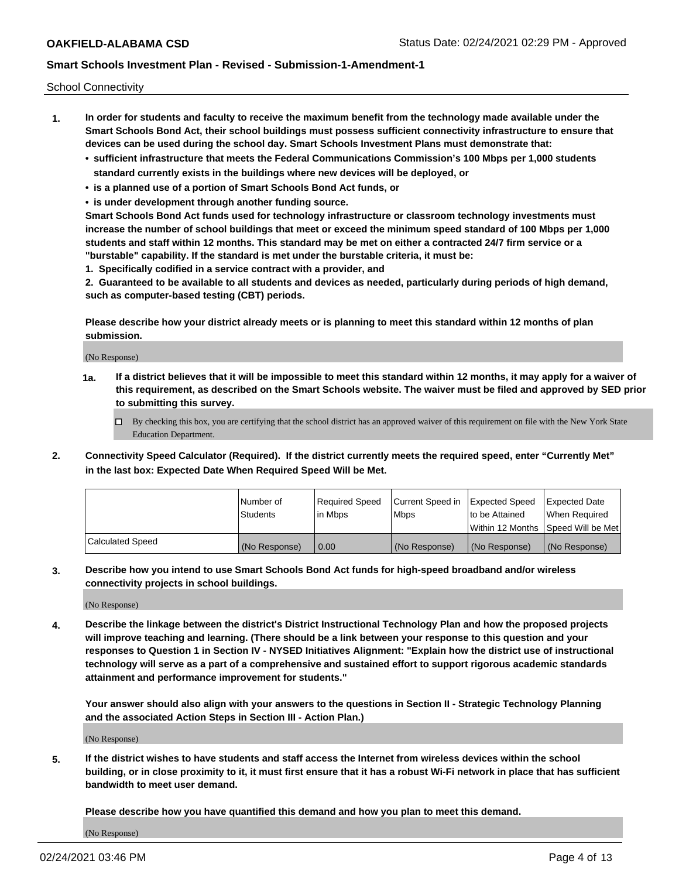School Connectivity

1. **In order for students and faculty to receive the maximum benefit from the technology made available under the Smart Schools Bond Act, their school buildings must possess sufficient connectivity infrastructure to ensure that devices can be used during the school day. Smart Schools Investment Plans must demonstrate that:**
   - **sufficient infrastructure that meets the Federal Communications Commission's 100 Mbps per 1,000 students standard currently exists in the buildings where new devices will be deployed, or**
   - **is a planned use of a portion of Smart Schools Bond Act funds, or**
   - **is under development through another funding source.**

   **Smart Schools Bond Act funds used for technology infrastructure or classroom technology investments must increase the number of school buildings that meet or exceed the minimum speed standard of 100 Mbps per 1,000 students and staff within 12 months. This standard may be met on either a contracted 24/7 firm service or a "burstable" capability. If the standard is met under the burstable criteria, it must be:**

   **1. Specifically codified in a service contract with a provider, and**

   **2. Guaranteed to be available to all students and devices as needed, particularly during periods of high demand, such as computer-based testing (CBT) periods.**

   **Please describe how your district already meets or is planning to meet this standard within 12 months of plan submission.**

   (No Response)

   **1a. If a district believes that it will be impossible to meet this standard within 12 months, it may apply for a waiver of this requirement, as described on the Smart Schools website. The waiver must be filed and approved by SED prior to submitting this survey.**

   ☐ By checking this box, you are certifying that the school district has an approved waiver of this requirement on file with the New York State Education Department.

2. **Connectivity Speed Calculator (Required). If the district currently meets the required speed, enter "Currently Met" in the last box: Expected Date When Required Speed Will be Met.**

| | Number of Students | Required Speed in Mbps | Current Speed in Mbps | Expected Speed to be Attained Within 12 Months | Expected Date When Required Speed Will be Met |
|---|---|---|---|---|---|
| Calculated Speed | (No Response) | 0.00 | (No Response) | (No Response) | (No Response) |

3. **Describe how you intend to use Smart Schools Bond Act funds for high-speed broadband and/or wireless connectivity projects in school buildings.**

   (No Response)

4. **Describe the linkage between the district's District Instructional Technology Plan and how the proposed projects will improve teaching and learning. (There should be a link between your response to this question and your responses to Question 1 in Section IV - NYSED Initiatives Alignment: "Explain how the district use of instructional technology will serve as a part of a comprehensive and sustained effort to support rigorous academic standards attainment and performance improvement for students."**

   **Your answer should also align with your answers to the questions in Section II - Strategic Technology Planning and the associated Action Steps in Section III - Action Plan.)**

   (No Response)

5. **If the district wishes to have students and staff access the Internet from wireless devices within the school building, or in close proximity to it, it must first ensure that it has a robust Wi-Fi network in place that has sufficient bandwidth to meet user demand.**

   **Please describe how you have quantified this demand and how you plan to meet this demand.**

   (No Response)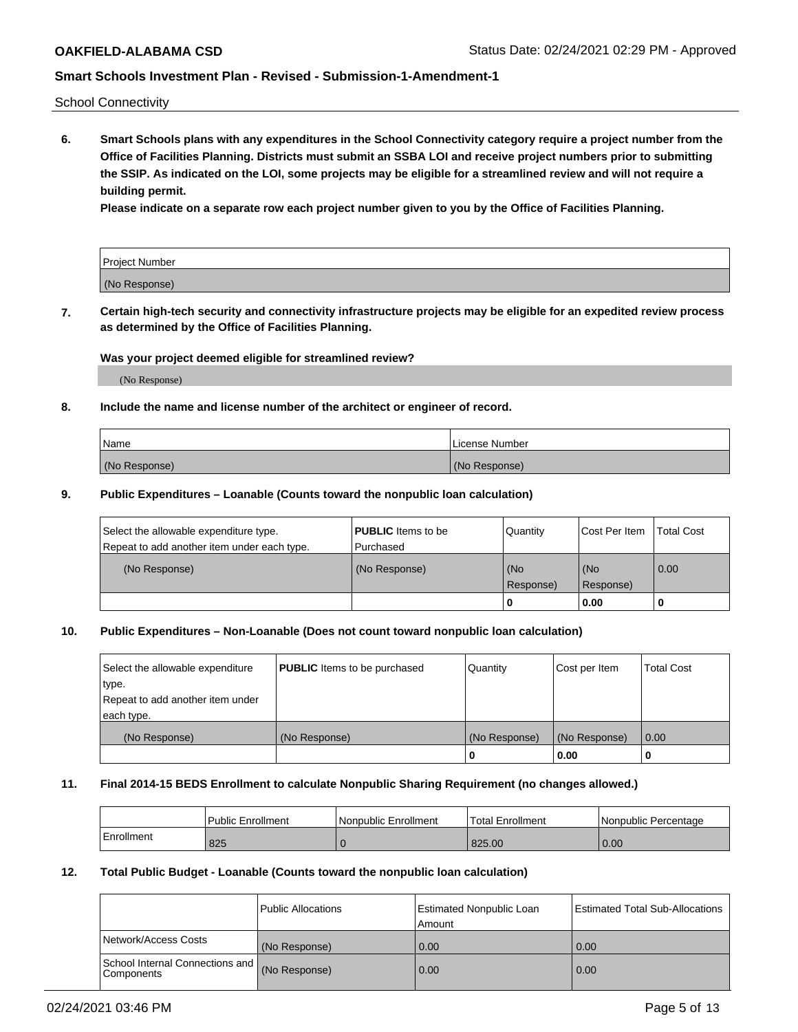School Connectivity

**6. Smart Schools plans with any expenditures in the School Connectivity category require a project number from the Office of Facilities Planning. Districts must submit an SSBA LOI and receive project numbers prior to submitting the SSIP. As indicated on the LOI, some projects may be eligible for a streamlined review and will not require a building permit.**

**Please indicate on a separate row each project number given to you by the Office of Facilities Planning.**

| Project Number |
|---|
| (No Response) |

**7. Certain high-tech security and connectivity infrastructure projects may be eligible for an expedited review process as determined by the Office of Facilities Planning.**

**Was your project deemed eligible for streamlined review?**

(No Response)

**8. Include the name and license number of the architect or engineer of record.**

| Name | License Number |
|---|---|
| (No Response) | (No Response) |

**9. Public Expenditures – Loanable (Counts toward the nonpublic loan calculation)**

| Select the allowable expenditure type. Repeat to add another item under each type. | **PUBLIC** Items to be Purchased | Quantity | Cost Per Item | Total Cost |
|---|---|---|---|---|
| (No Response) | (No Response) | (No Response) | (No Response) | 0.00 |
| | | 0 | 0.00 | 0 |

**10. Public Expenditures – Non-Loanable (Does not count toward nonpublic loan calculation)**

| Select the allowable expenditure type. Repeat to add another item under each type. | **PUBLIC** Items to be purchased | Quantity | Cost per Item | Total Cost |
|---|---|---|---|---|
| (No Response) | (No Response) | (No Response) | (No Response) | 0.00 |
| | | 0 | 0.00 | 0 |

**11. Final 2014-15 BEDS Enrollment to calculate Nonpublic Sharing Requirement (no changes allowed.)**

| | Public Enrollment | Nonpublic Enrollment | Total Enrollment | Nonpublic Percentage |
|---|---|---|---|---|
| Enrollment | 825 | 0 | 825.00 | 0.00 |

**12. Total Public Budget - Loanable (Counts toward the nonpublic loan calculation)**

| | Public Allocations | Estimated Nonpublic Loan Amount | Estimated Total Sub-Allocations |
|---|---|---|---|
| Network/Access Costs | (No Response) | 0.00 | 0.00 |
| School Internal Connections and Components | (No Response) | 0.00 | 0.00 |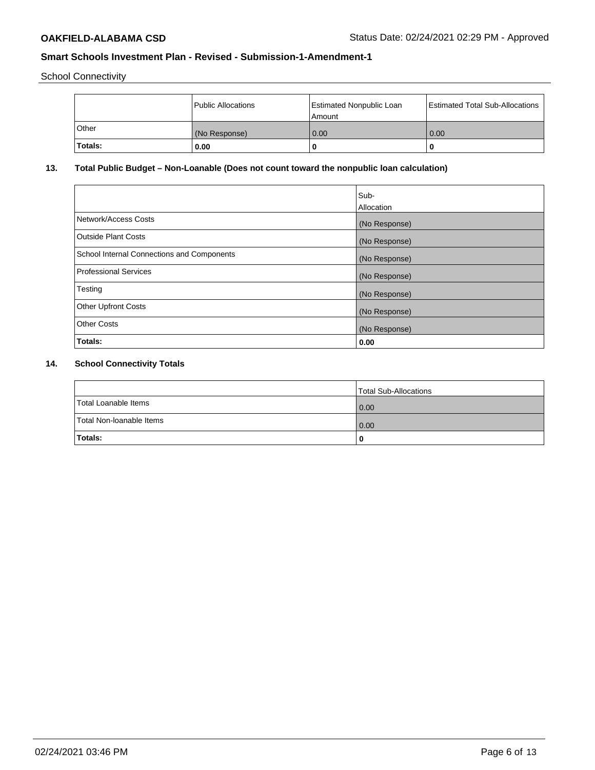School Connectivity

| | Public Allocations | Estimated Nonpublic Loan Amount | Estimated Total Sub-Allocations |
|---|---|---|---|
| Other | (No Response) | 0.00 | 0.00 |
| **Totals:** | **0.00** | **0** | **0** |

## 13. Total Public Budget – Non-Loanable (Does not count toward the nonpublic loan calculation)

| | Sub-Allocation |
|---|---|
| Network/Access Costs | (No Response) |
| Outside Plant Costs | (No Response) |
| School Internal Connections and Components | (No Response) |
| Professional Services | (No Response) |
| Testing | (No Response) |
| Other Upfront Costs | (No Response) |
| Other Costs | (No Response) |
| **Totals:** | **0.00** |

## 14. School Connectivity Totals

| | Total Sub-Allocations |
|---|---|
| Total Loanable Items | 0.00 |
| Total Non-loanable Items | 0.00 |
| **Totals:** | **0** |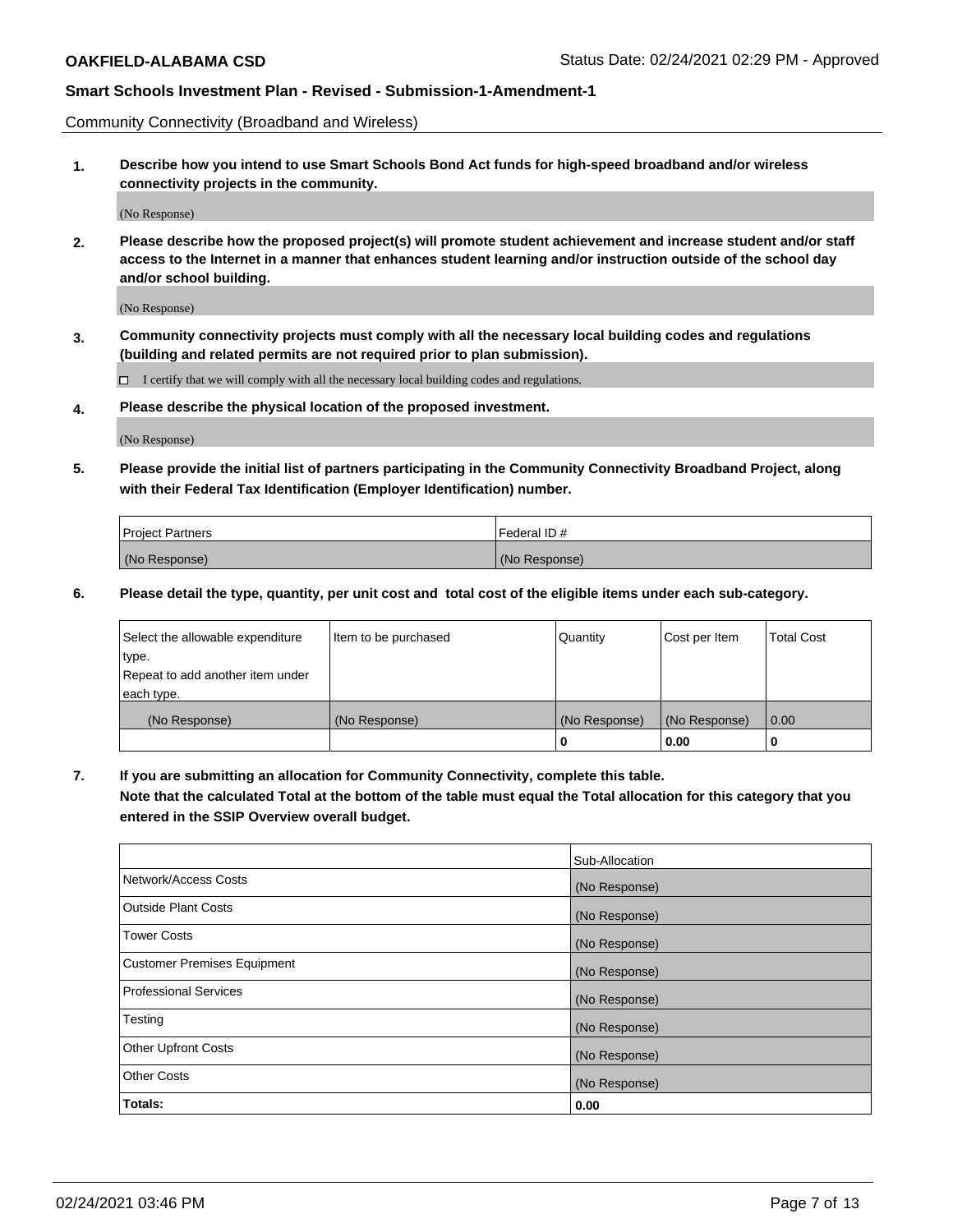Community Connectivity (Broadband and Wireless)

**1. Describe how you intend to use Smart Schools Bond Act funds for high-speed broadband and/or wireless connectivity projects in the community.**

(No Response)

**2. Please describe how the proposed project(s) will promote student achievement and increase student and/or staff access to the Internet in a manner that enhances student learning and/or instruction outside of the school day and/or school building.**

(No Response)

**3. Community connectivity projects must comply with all the necessary local building codes and regulations (building and related permits are not required prior to plan submission).**

☐ I certify that we will comply with all the necessary local building codes and regulations.

**4. Please describe the physical location of the proposed investment.**

(No Response)

**5. Please provide the initial list of partners participating in the Community Connectivity Broadband Project, along with their Federal Tax Identification (Employer Identification) number.**

| Project Partners | Federal ID # |
|---|---|
| (No Response) | (No Response) |

**6. Please detail the type, quantity, per unit cost and total cost of the eligible items under each sub-category.**

| Select the allowable expenditure type. Repeat to add another item under each type. | Item to be purchased | Quantity | Cost per Item | Total Cost |
|---|---|---|---|---|
| (No Response) | (No Response) | (No Response) | (No Response) | 0.00 |
| | | 0 | 0.00 | 0 |

**7. If you are submitting an allocation for Community Connectivity, complete this table. Note that the calculated Total at the bottom of the table must equal the Total allocation for this category that you entered in the SSIP Overview overall budget.**

| | Sub-Allocation |
|---|---|
| Network/Access Costs | (No Response) |
| Outside Plant Costs | (No Response) |
| Tower Costs | (No Response) |
| Customer Premises Equipment | (No Response) |
| Professional Services | (No Response) |
| Testing | (No Response) |
| Other Upfront Costs | (No Response) |
| Other Costs | (No Response) |
| **Totals:** | **0.00** |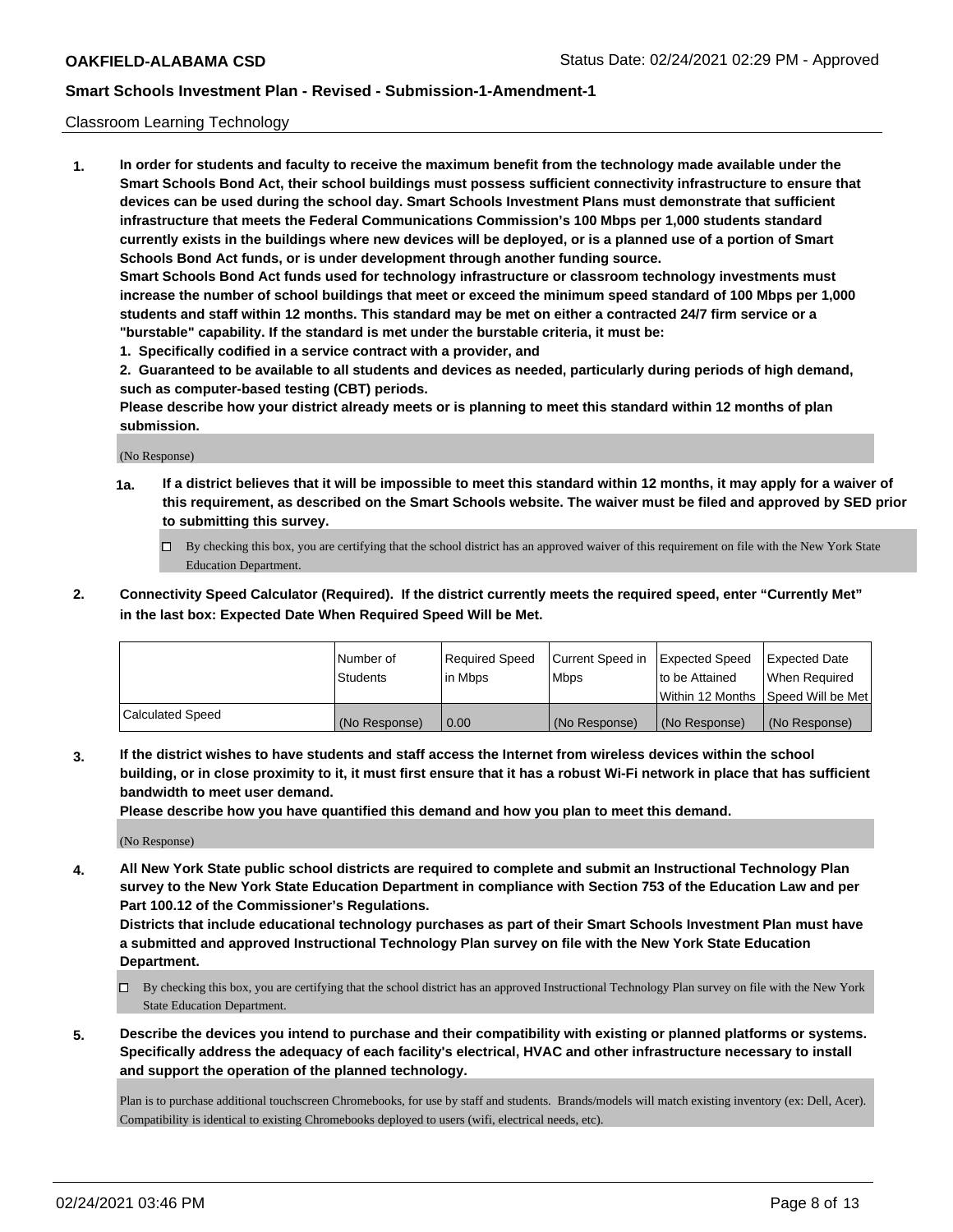Classroom Learning Technology

1. **In order for students and faculty to receive the maximum benefit from the technology made available under the Smart Schools Bond Act, their school buildings must possess sufficient connectivity infrastructure to ensure that devices can be used during the school day. Smart Schools Investment Plans must demonstrate that sufficient infrastructure that meets the Federal Communications Commission's 100 Mbps per 1,000 students standard currently exists in the buildings where new devices will be deployed, or is a planned use of a portion of Smart Schools Bond Act funds, or is under development through another funding source.**

   **Smart Schools Bond Act funds used for technology infrastructure or classroom technology investments must increase the number of school buildings that meet or exceed the minimum speed standard of 100 Mbps per 1,000 students and staff within 12 months. This standard may be met on either a contracted 24/7 firm service or a "burstable" capability. If the standard is met under the burstable criteria, it must be:**

   **1. Specifically codified in a service contract with a provider, and**

   **2. Guaranteed to be available to all students and devices as needed, particularly during periods of high demand, such as computer-based testing (CBT) periods.**

   **Please describe how your district already meets or is planning to meet this standard within 12 months of plan submission.**

   (No Response)

   **1a. If a district believes that it will be impossible to meet this standard within 12 months, it may apply for a waiver of this requirement, as described on the Smart Schools website. The waiver must be filed and approved by SED prior to submitting this survey.**

   ☐ By checking this box, you are certifying that the school district has an approved waiver of this requirement on file with the New York State Education Department.

2. **Connectivity Speed Calculator (Required). If the district currently meets the required speed, enter "Currently Met" in the last box: Expected Date When Required Speed Will be Met.**

| | Number of Students | Required Speed in Mbps | Current Speed in Mbps | Expected Speed to be Attained Within 12 Months | Expected Date When Required Speed Will be Met |
|---|---|---|---|---|---|
| Calculated Speed | (No Response) | 0.00 | (No Response) | (No Response) | (No Response) |

3. **If the district wishes to have students and staff access the Internet from wireless devices within the school building, or in close proximity to it, it must first ensure that it has a robust Wi-Fi network in place that has sufficient bandwidth to meet user demand.**

   **Please describe how you have quantified this demand and how you plan to meet this demand.**

   (No Response)

4. **All New York State public school districts are required to complete and submit an Instructional Technology Plan survey to the New York State Education Department in compliance with Section 753 of the Education Law and per Part 100.12 of the Commissioner's Regulations.**

   **Districts that include educational technology purchases as part of their Smart Schools Investment Plan must have a submitted and approved Instructional Technology Plan survey on file with the New York State Education Department.**

   ☐ By checking this box, you are certifying that the school district has an approved Instructional Technology Plan survey on file with the New York State Education Department.

5. **Describe the devices you intend to purchase and their compatibility with existing or planned platforms or systems. Specifically address the adequacy of each facility's electrical, HVAC and other infrastructure necessary to install and support the operation of the planned technology.**

   Plan is to purchase additional touchscreen Chromebooks, for use by staff and students. Brands/models will match existing inventory (ex: Dell, Acer). Compatibility is identical to existing Chromebooks deployed to users (wifi, electrical needs, etc).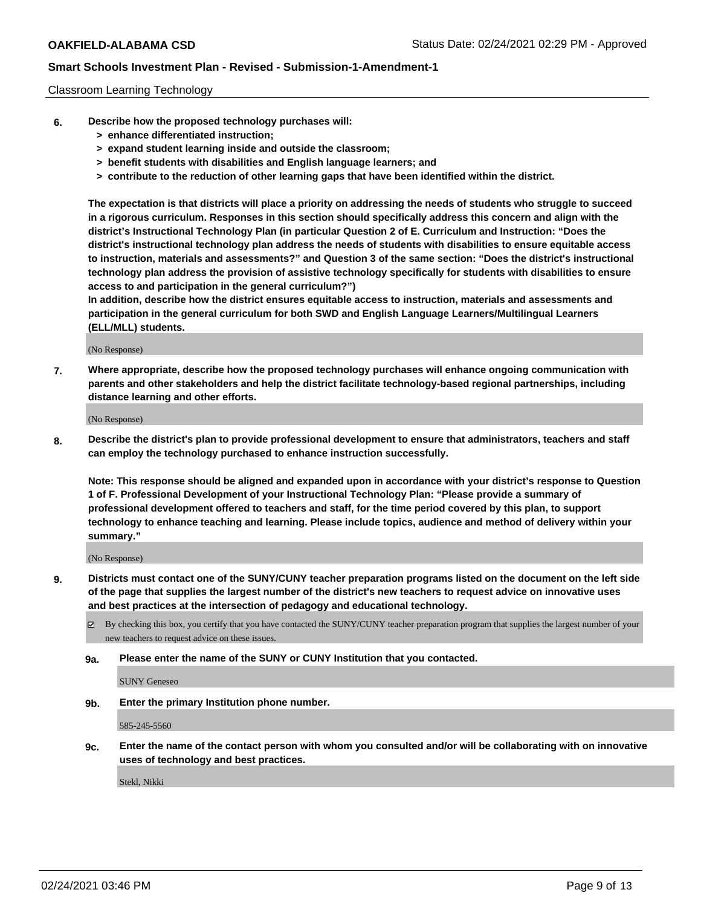Classroom Learning Technology

**6. Describe how the proposed technology purchases will:**
- **> enhance differentiated instruction;**
- **> expand student learning inside and outside the classroom;**
- **> benefit students with disabilities and English language learners; and**
- **> contribute to the reduction of other learning gaps that have been identified within the district.**

**The expectation is that districts will place a priority on addressing the needs of students who struggle to succeed in a rigorous curriculum. Responses in this section should specifically address this concern and align with the district's Instructional Technology Plan (in particular Question 2 of E. Curriculum and Instruction: "Does the district's instructional technology plan address the needs of students with disabilities to ensure equitable access to instruction, materials and assessments?" and Question 3 of the same section: "Does the district's instructional technology plan address the provision of assistive technology specifically for students with disabilities to ensure access to and participation in the general curriculum?")**

**In addition, describe how the district ensures equitable access to instruction, materials and assessments and participation in the general curriculum for both SWD and English Language Learners/Multilingual Learners (ELL/MLL) students.**

(No Response)

**7. Where appropriate, describe how the proposed technology purchases will enhance ongoing communication with parents and other stakeholders and help the district facilitate technology-based regional partnerships, including distance learning and other efforts.**

(No Response)

**8. Describe the district's plan to provide professional development to ensure that administrators, teachers and staff can employ the technology purchased to enhance instruction successfully.**

**Note: This response should be aligned and expanded upon in accordance with your district's response to Question 1 of F. Professional Development of your Instructional Technology Plan: "Please provide a summary of professional development offered to teachers and staff, for the time period covered by this plan, to support technology to enhance teaching and learning. Please include topics, audience and method of delivery within your summary."**

(No Response)

**9. Districts must contact one of the SUNY/CUNY teacher preparation programs listed on the document on the left side of the page that supplies the largest number of the district's new teachers to request advice on innovative uses and best practices at the intersection of pedagogy and educational technology.**

☑ By checking this box, you certify that you have contacted the SUNY/CUNY teacher preparation program that supplies the largest number of your new teachers to request advice on these issues.

**9a. Please enter the name of the SUNY or CUNY Institution that you contacted.**

SUNY Geneseo

**9b. Enter the primary Institution phone number.**

585-245-5560

**9c. Enter the name of the contact person with whom you consulted and/or will be collaborating with on innovative uses of technology and best practices.**

Stekl, Nikki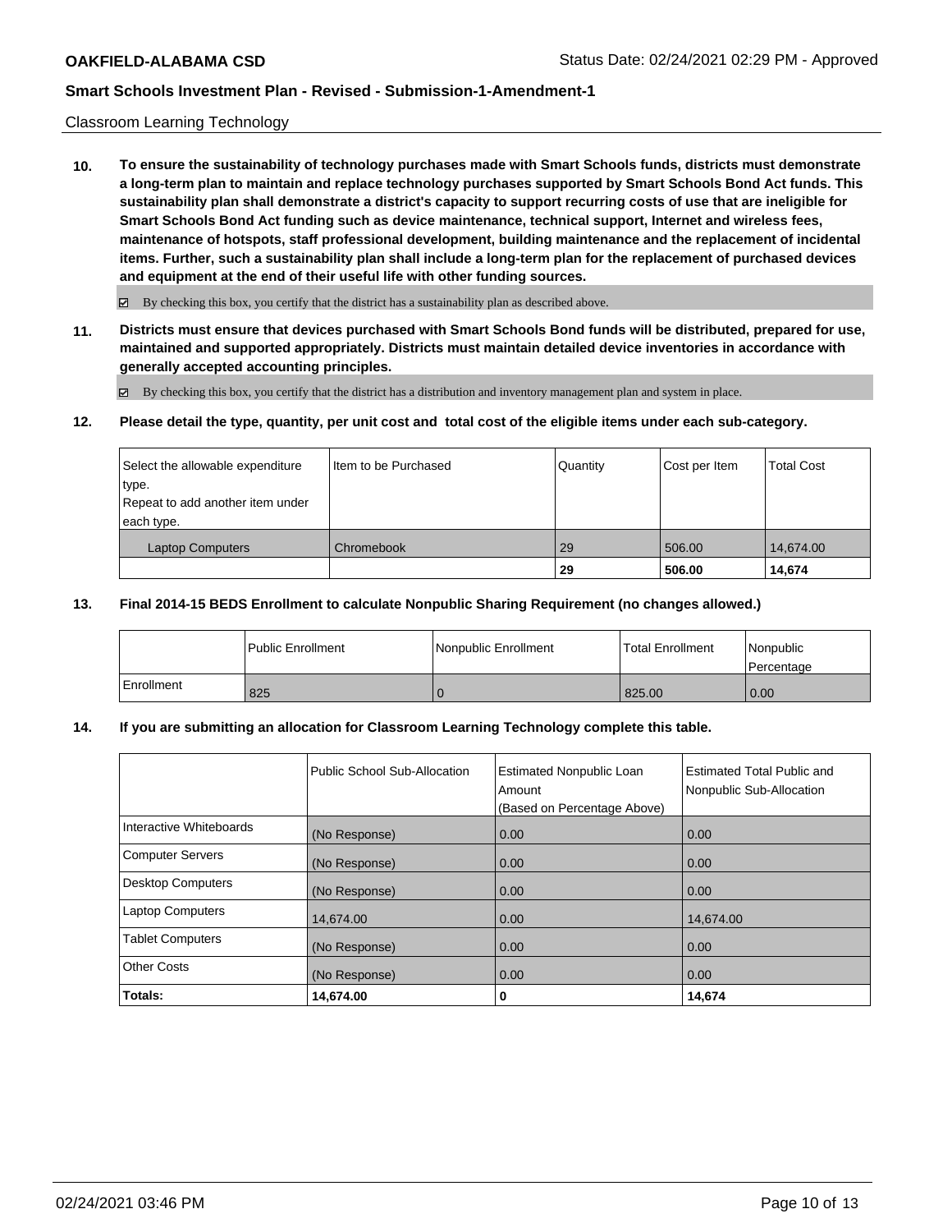Classroom Learning Technology

**10. To ensure the sustainability of technology purchases made with Smart Schools funds, districts must demonstrate a long-term plan to maintain and replace technology purchases supported by Smart Schools Bond Act funds. This sustainability plan shall demonstrate a district's capacity to support recurring costs of use that are ineligible for Smart Schools Bond Act funding such as device maintenance, technical support, Internet and wireless fees, maintenance of hotspots, staff professional development, building maintenance and the replacement of incidental items. Further, such a sustainability plan shall include a long-term plan for the replacement of purchased devices and equipment at the end of their useful life with other funding sources.**

☑ By checking this box, you certify that the district has a sustainability plan as described above.

**11. Districts must ensure that devices purchased with Smart Schools Bond funds will be distributed, prepared for use, maintained and supported appropriately. Districts must maintain detailed device inventories in accordance with generally accepted accounting principles.**

☑ By checking this box, you certify that the district has a distribution and inventory management plan and system in place.

**12. Please detail the type, quantity, per unit cost and total cost of the eligible items under each sub-category.**

| Select the allowable expenditure type. Repeat to add another item under each type. | Item to be Purchased | Quantity | Cost per Item | Total Cost |
|---|---|---|---|---|
| Laptop Computers | Chromebook | 29 | 506.00 | 14,674.00 |
| | | **29** | **506.00** | **14,674** |

**13. Final 2014-15 BEDS Enrollment to calculate Nonpublic Sharing Requirement (no changes allowed.)**

| | Public Enrollment | Nonpublic Enrollment | Total Enrollment | Nonpublic Percentage |
|---|---|---|---|---|
| Enrollment | 825 | 0 | 825.00 | 0.00 |

**14. If you are submitting an allocation for Classroom Learning Technology complete this table.**

| | Public School Sub-Allocation | Estimated Nonpublic Loan Amount (Based on Percentage Above) | Estimated Total Public and Nonpublic Sub-Allocation |
|---|---|---|---|
| Interactive Whiteboards | (No Response) | 0.00 | 0.00 |
| Computer Servers | (No Response) | 0.00 | 0.00 |
| Desktop Computers | (No Response) | 0.00 | 0.00 |
| Laptop Computers | 14,674.00 | 0.00 | 14,674.00 |
| Tablet Computers | (No Response) | 0.00 | 0.00 |
| Other Costs | (No Response) | 0.00 | 0.00 |
| **Totals:** | **14,674.00** | **0** | **14,674** |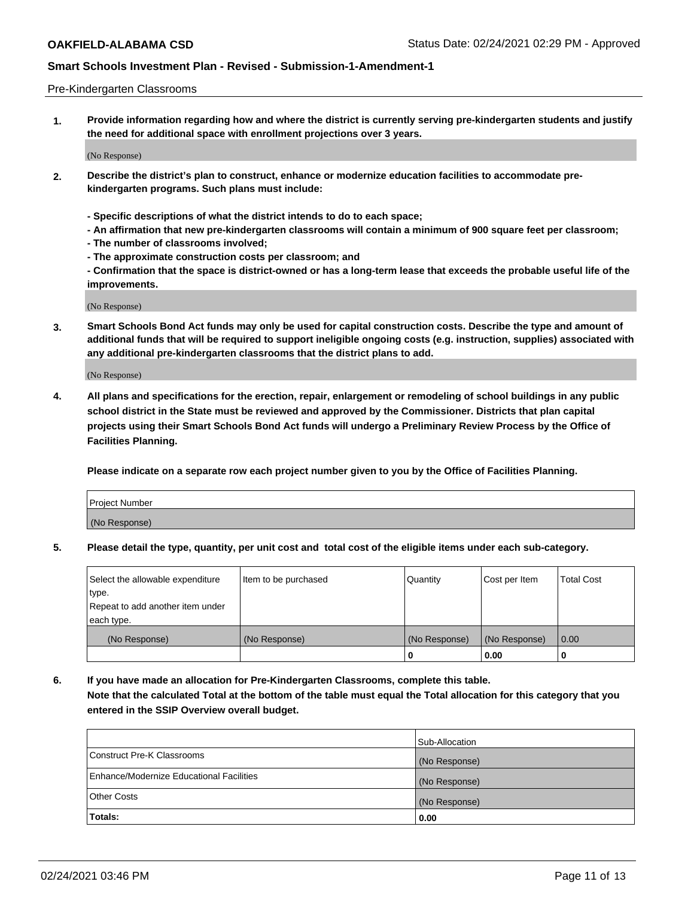Pre-Kindergarten Classrooms

**1. Provide information regarding how and where the district is currently serving pre-kindergarten students and justify the need for additional space with enrollment projections over 3 years.**

(No Response)

**2. Describe the district's plan to construct, enhance or modernize education facilities to accommodate pre-kindergarten programs. Such plans must include:**

**- Specific descriptions of what the district intends to do to each space;**
**- An affirmation that new pre-kindergarten classrooms will contain a minimum of 900 square feet per classroom;**
**- The number of classrooms involved;**
**- The approximate construction costs per classroom; and**
**- Confirmation that the space is district-owned or has a long-term lease that exceeds the probable useful life of the improvements.**

(No Response)

**3. Smart Schools Bond Act funds may only be used for capital construction costs. Describe the type and amount of additional funds that will be required to support ineligible ongoing costs (e.g. instruction, supplies) associated with any additional pre-kindergarten classrooms that the district plans to add.**

(No Response)

**4. All plans and specifications for the erection, repair, enlargement or remodeling of school buildings in any public school district in the State must be reviewed and approved by the Commissioner. Districts that plan capital projects using their Smart Schools Bond Act funds will undergo a Preliminary Review Process by the Office of Facilities Planning.**

**Please indicate on a separate row each project number given to you by the Office of Facilities Planning.**

| Project Number |
|---|
| (No Response) |

**5. Please detail the type, quantity, per unit cost and total cost of the eligible items under each sub-category.**

| Select the allowable expenditure type. Repeat to add another item under each type. | Item to be purchased | Quantity | Cost per Item | Total Cost |
|---|---|---|---|---|
| (No Response) | (No Response) | (No Response) | (No Response) | 0.00 |
| | | 0 | 0.00 | 0 |

**6. If you have made an allocation for Pre-Kindergarten Classrooms, complete this table. Note that the calculated Total at the bottom of the table must equal the Total allocation for this category that you entered in the SSIP Overview overall budget.**

| | Sub-Allocation |
|---|---|
| Construct Pre-K Classrooms | (No Response) |
| Enhance/Modernize Educational Facilities | (No Response) |
| Other Costs | (No Response) |
| **Totals:** | **0.00** |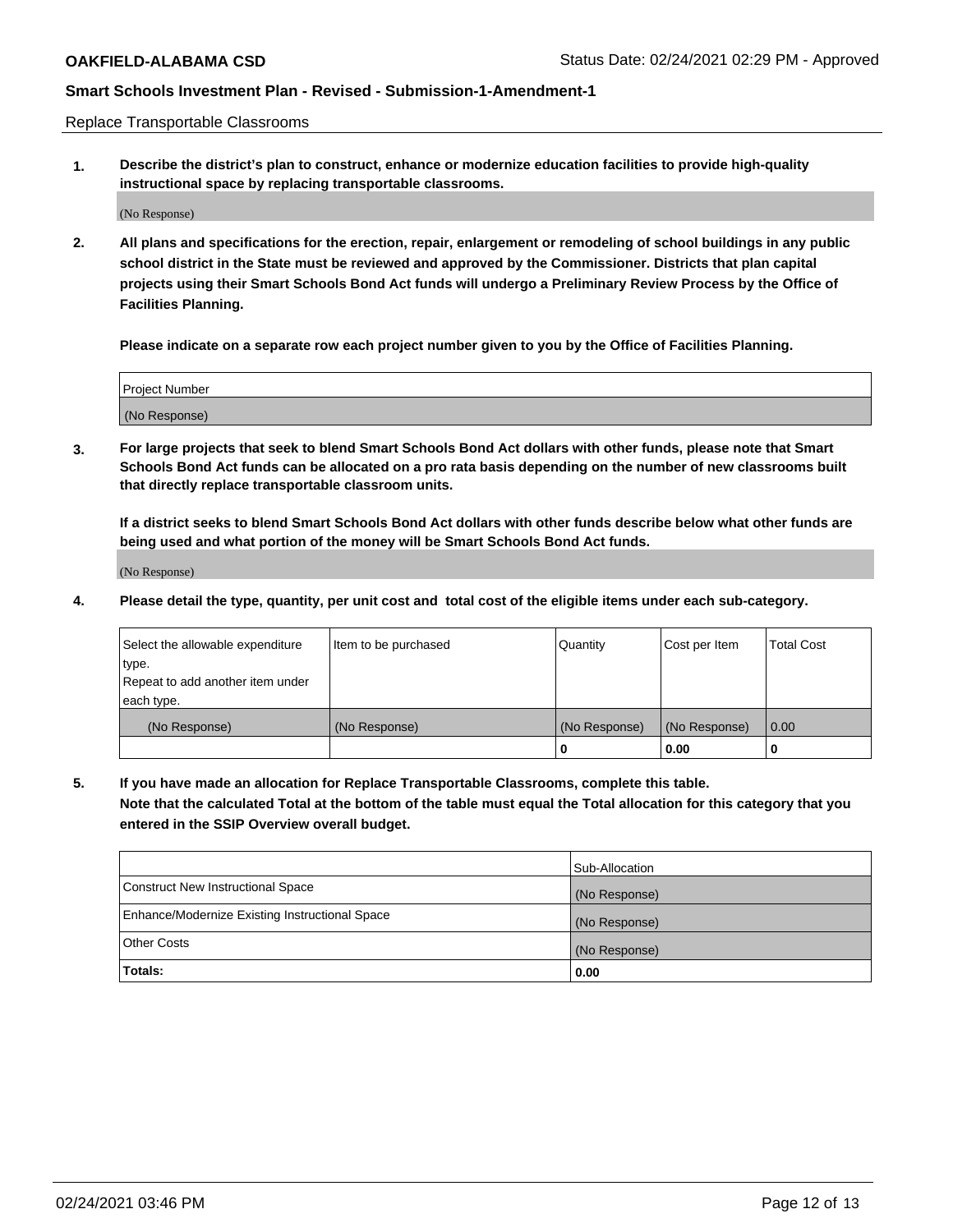Replace Transportable Classrooms

**1. Describe the district's plan to construct, enhance or modernize education facilities to provide high-quality instructional space by replacing transportable classrooms.**

(No Response)

**2. All plans and specifications for the erection, repair, enlargement or remodeling of school buildings in any public school district in the State must be reviewed and approved by the Commissioner. Districts that plan capital projects using their Smart Schools Bond Act funds will undergo a Preliminary Review Process by the Office of Facilities Planning.**

**Please indicate on a separate row each project number given to you by the Office of Facilities Planning.**

| Project Number |
| --- |
| (No Response) |

**3. For large projects that seek to blend Smart Schools Bond Act dollars with other funds, please note that Smart Schools Bond Act funds can be allocated on a pro rata basis depending on the number of new classrooms built that directly replace transportable classroom units.**

**If a district seeks to blend Smart Schools Bond Act dollars with other funds describe below what other funds are being used and what portion of the money will be Smart Schools Bond Act funds.**

(No Response)

**4. Please detail the type, quantity, per unit cost and total cost of the eligible items under each sub-category.**

| Select the allowable expenditure type. Repeat to add another item under each type. | Item to be purchased | Quantity | Cost per Item | Total Cost |
| --- | --- | --- | --- | --- |
| (No Response) | (No Response) | (No Response) | (No Response) | 0.00 |
| | | 0 | 0.00 | 0 |

**5. If you have made an allocation for Replace Transportable Classrooms, complete this table. Note that the calculated Total at the bottom of the table must equal the Total allocation for this category that you entered in the SSIP Overview overall budget.**

| | Sub-Allocation |
| --- | --- |
| Construct New Instructional Space | (No Response) |
| Enhance/Modernize Existing Instructional Space | (No Response) |
| Other Costs | (No Response) |
| **Totals:** | **0.00** |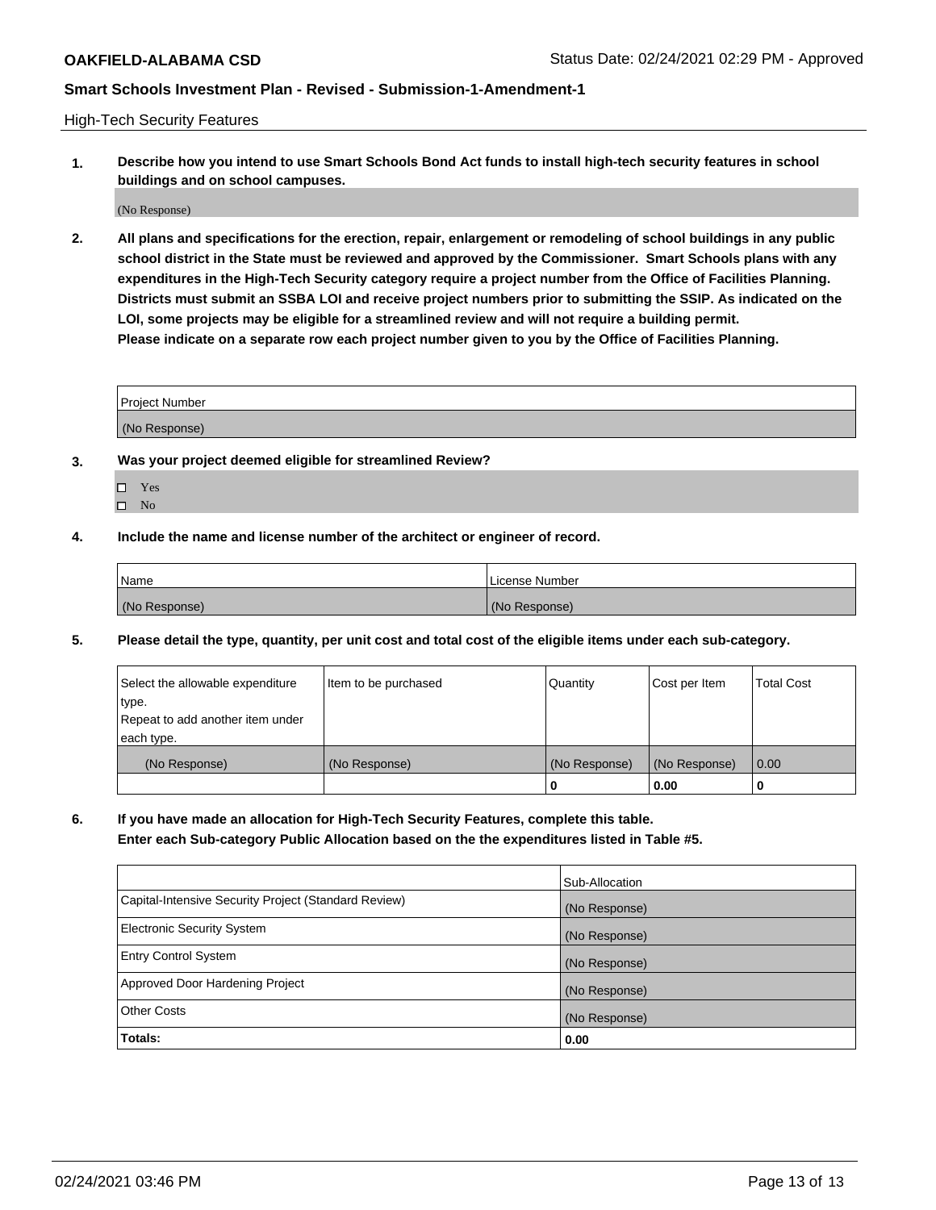High-Tech Security Features

**1. Describe how you intend to use Smart Schools Bond Act funds to install high-tech security features in school buildings and on school campuses.**

(No Response)

**2. All plans and specifications for the erection, repair, enlargement or remodeling of school buildings in any public school district in the State must be reviewed and approved by the Commissioner. Smart Schools plans with any expenditures in the High-Tech Security category require a project number from the Office of Facilities Planning. Districts must submit an SSBA LOI and receive project numbers prior to submitting the SSIP. As indicated on the LOI, some projects may be eligible for a streamlined review and will not require a building permit. Please indicate on a separate row each project number given to you by the Office of Facilities Planning.**

| Project Number |
|---|
| (No Response) |

**3. Was your project deemed eligible for streamlined Review?**

- ☐ Yes
- ☐ No

**4. Include the name and license number of the architect or engineer of record.**

| Name | License Number |
|---|---|
| (No Response) | (No Response) |

**5. Please detail the type, quantity, per unit cost and total cost of the eligible items under each sub-category.**

| Select the allowable expenditure type. Repeat to add another item under each type. | Item to be purchased | Quantity | Cost per Item | Total Cost |
|---|---|---|---|---|
| (No Response) | (No Response) | (No Response) | (No Response) | 0.00 |
| | | 0 | 0.00 | 0 |

**6. If you have made an allocation for High-Tech Security Features, complete this table. Enter each Sub-category Public Allocation based on the the expenditures listed in Table #5.**

| | Sub-Allocation |
|---|---|
| Capital-Intensive Security Project (Standard Review) | (No Response) |
| Electronic Security System | (No Response) |
| Entry Control System | (No Response) |
| Approved Door Hardening Project | (No Response) |
| Other Costs | (No Response) |
| **Totals:** | **0.00** |